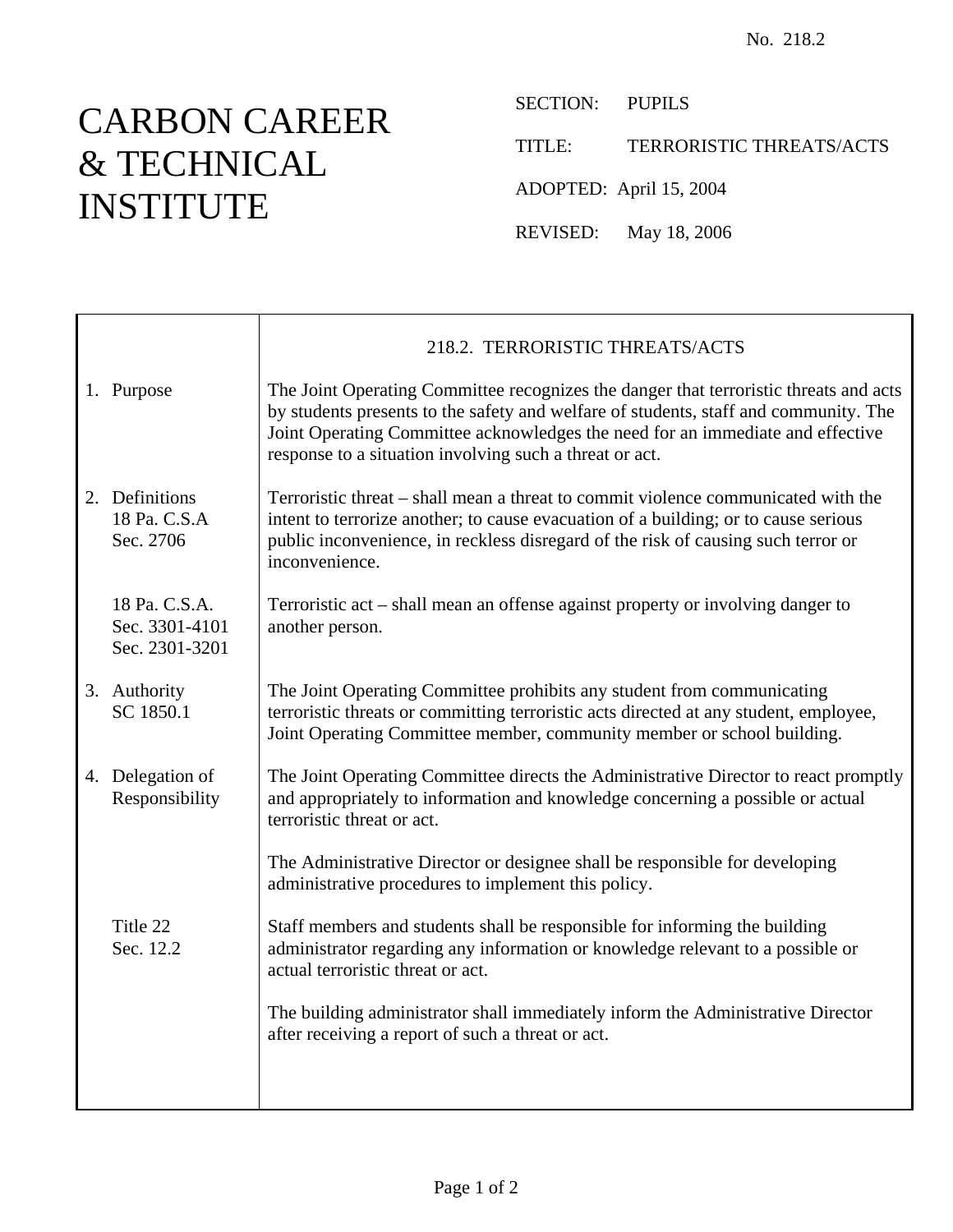No. 218.2

# CARBON CAREER & TECHNICAL INSTITUTE

SECTION: PUPILS

TITLE: TERRORISTIC THREATS/ACTS

ADOPTED: April 15, 2004

REVISED: May 18, 2006

## 218.2. TERRORISTIC THREATS/ACTS

| | |
|---|---|
| 1. Purpose | The Joint Operating Committee recognizes the danger that terroristic threats and acts by students presents to the safety and welfare of students, staff and community. The Joint Operating Committee acknowledges the need for an immediate and effective response to a situation involving such a threat or act. |
| 2. Definitions<br>18 Pa. C.S.A<br>Sec. 2706 | Terroristic threat – shall mean a threat to commit violence communicated with the intent to terrorize another; to cause evacuation of a building; or to cause serious public inconvenience, in reckless disregard of the risk of causing such terror or inconvenience. |
| 18 Pa. C.S.A.<br>Sec. 3301-4101<br>Sec. 2301-3201 | Terroristic act – shall mean an offense against property or involving danger to another person. |
| 3. Authority<br>SC 1850.1 | The Joint Operating Committee prohibits any student from communicating terroristic threats or committing terroristic acts directed at any student, employee, Joint Operating Committee member, community member or school building. |
| 4. Delegation of Responsibility | The Joint Operating Committee directs the Administrative Director to react promptly and appropriately to information and knowledge concerning a possible or actual terroristic threat or act. |
| | The Administrative Director or designee shall be responsible for developing administrative procedures to implement this policy. |
| Title 22<br>Sec. 12.2 | Staff members and students shall be responsible for informing the building administrator regarding any information or knowledge relevant to a possible or actual terroristic threat or act. |
| | The building administrator shall immediately inform the Administrative Director after receiving a report of such a threat or act. |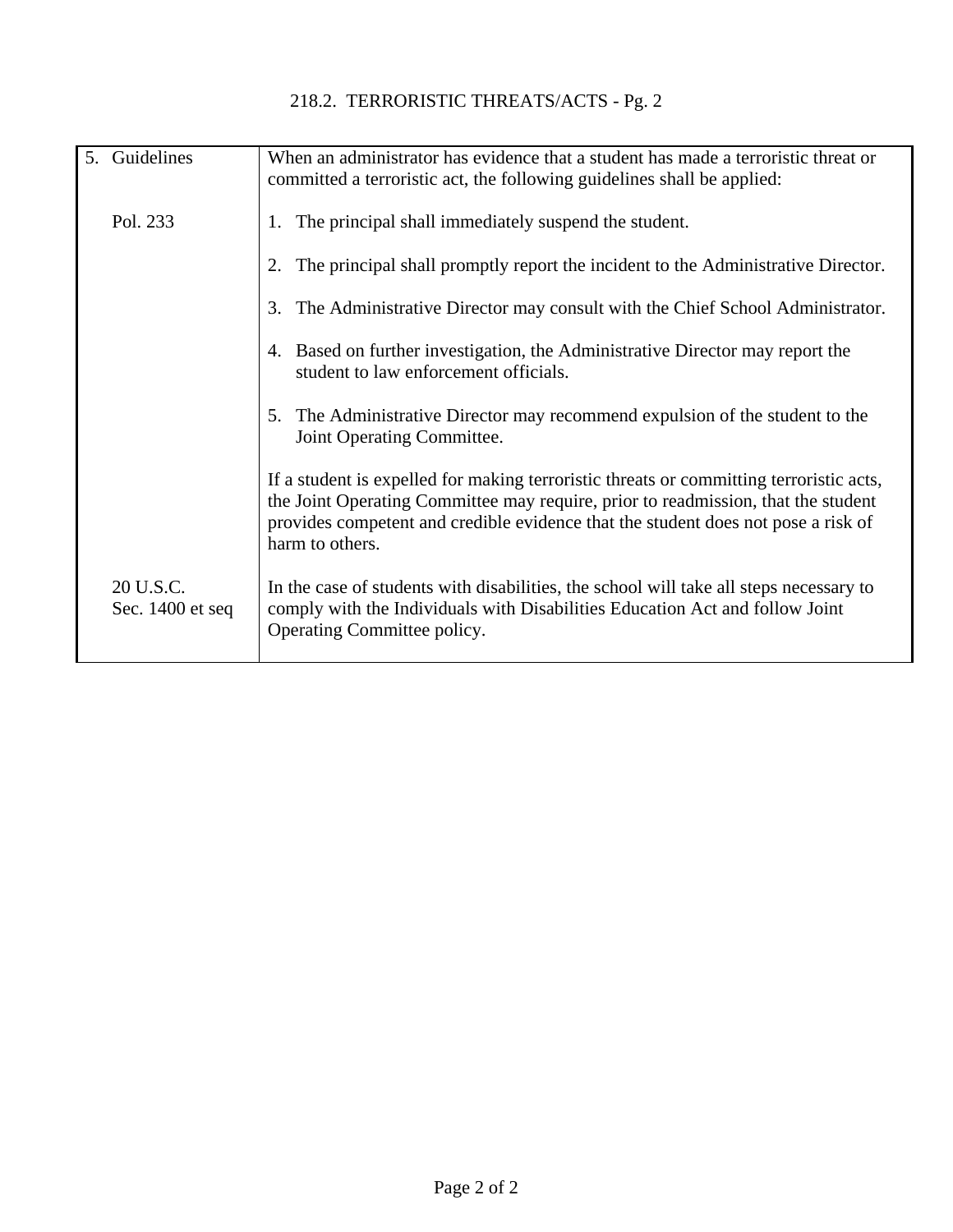| | |
|---|---|
| 5. Guidelines | When an administrator has evidence that a student has made a terroristic threat or committed a terroristic act, the following guidelines shall be applied: |
| Pol. 233 | 1. The principal shall immediately suspend the student.<br><br>2. The principal shall promptly report the incident to the Administrative Director.<br><br>3. The Administrative Director may consult with the Chief School Administrator.<br><br>4. Based on further investigation, the Administrative Director may report the student to law enforcement officials.<br><br>5. The Administrative Director may recommend expulsion of the student to the Joint Operating Committee.<br><br>If a student is expelled for making terroristic threats or committing terroristic acts, the Joint Operating Committee may require, prior to readmission, that the student provides competent and credible evidence that the student does not pose a risk of harm to others. |
| 20 U.S.C. Sec. 1400 et seq | In the case of students with disabilities, the school will take all steps necessary to comply with the Individuals with Disabilities Education Act and follow Joint Operating Committee policy. |